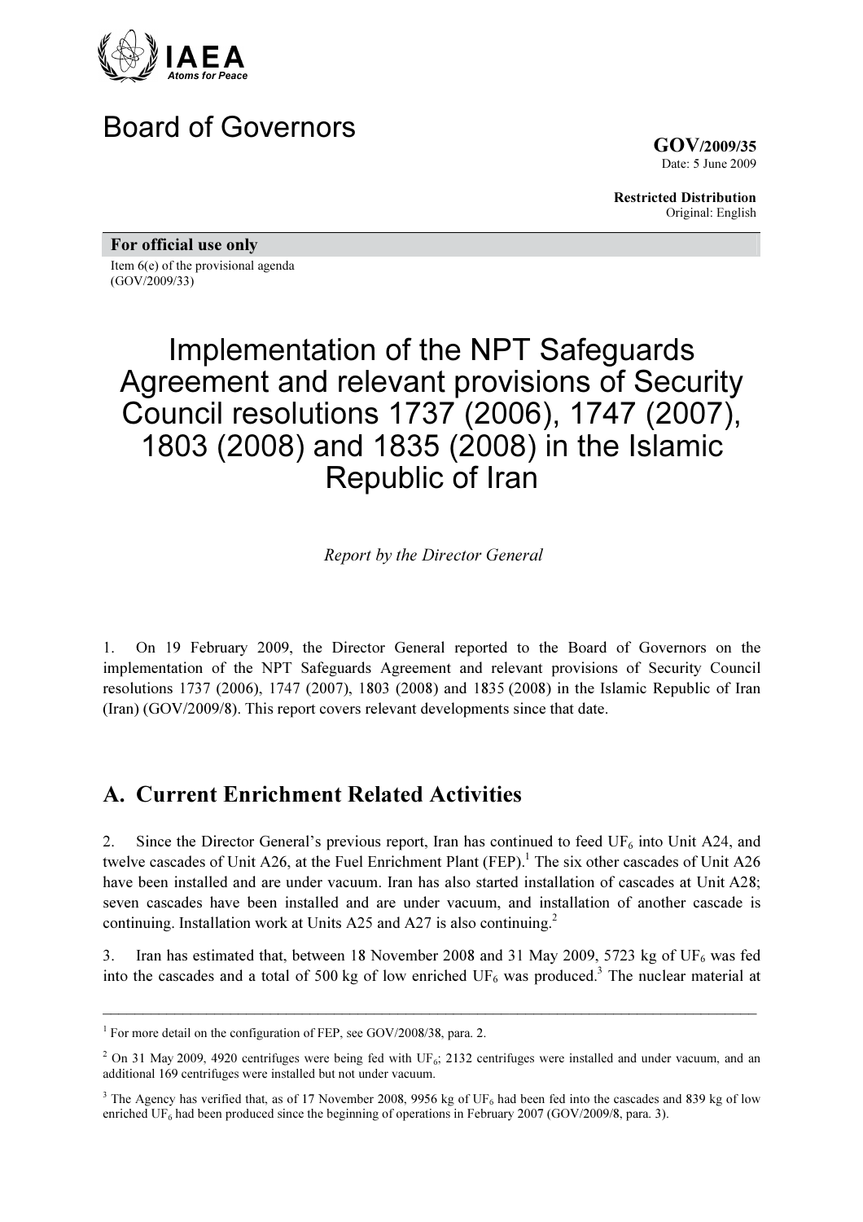IAEA
*Atoms for Peace*

# Board of Governors

**GOV/2009/35**
Date: 5 June 2009

**Restricted Distribution**
Original: English

**For official use only**

Item 6(e) of the provisional agenda
(GOV/2009/33)

# Implementation of the NPT Safeguards Agreement and relevant provisions of Security Council resolutions 1737 (2006), 1747 (2007), 1803 (2008) and 1835 (2008) in the Islamic Republic of Iran

*Report by the Director General*

1. On 19 February 2009, the Director General reported to the Board of Governors on the implementation of the NPT Safeguards Agreement and relevant provisions of Security Council resolutions 1737 (2006), 1747 (2007), 1803 (2008) and 1835 (2008) in the Islamic Republic of Iran (Iran) (GOV/2009/8). This report covers relevant developments since that date.

## A. Current Enrichment Related Activities

2. Since the Director General's previous report, Iran has continued to feed $UF_6$ into Unit A24, and twelve cascades of Unit A26, at the Fuel Enrichment Plant (FEP).[1] The six other cascades of Unit A26 have been installed and are under vacuum. Iran has also started installation of cascades at Unit A28; seven cascades have been installed and are under vacuum, and installation of another cascade is continuing. Installation work at Units A25 and A27 is also continuing.[2]

3. Iran has estimated that, between 18 November 2008 and 31 May 2009, 5723 kg of $UF_6$ was fed into the cascades and a total of 500 kg of low enriched $UF_6$ was produced.[3] The nuclear material at

---

[1] For more detail on the configuration of FEP, see GOV/2008/38, para. 2.

[2] On 31 May 2009, 4920 centrifuges were being fed with $UF_6$; 2132 centrifuges were installed and under vacuum, and an additional 169 centrifuges were installed but not under vacuum.

[3] The Agency has verified that, as of 17 November 2008, 9956 kg of $UF_6$ had been fed into the cascades and 839 kg of low enriched $UF_6$ had been produced since the beginning of operations in February 2007 (GOV/2009/8, para. 3).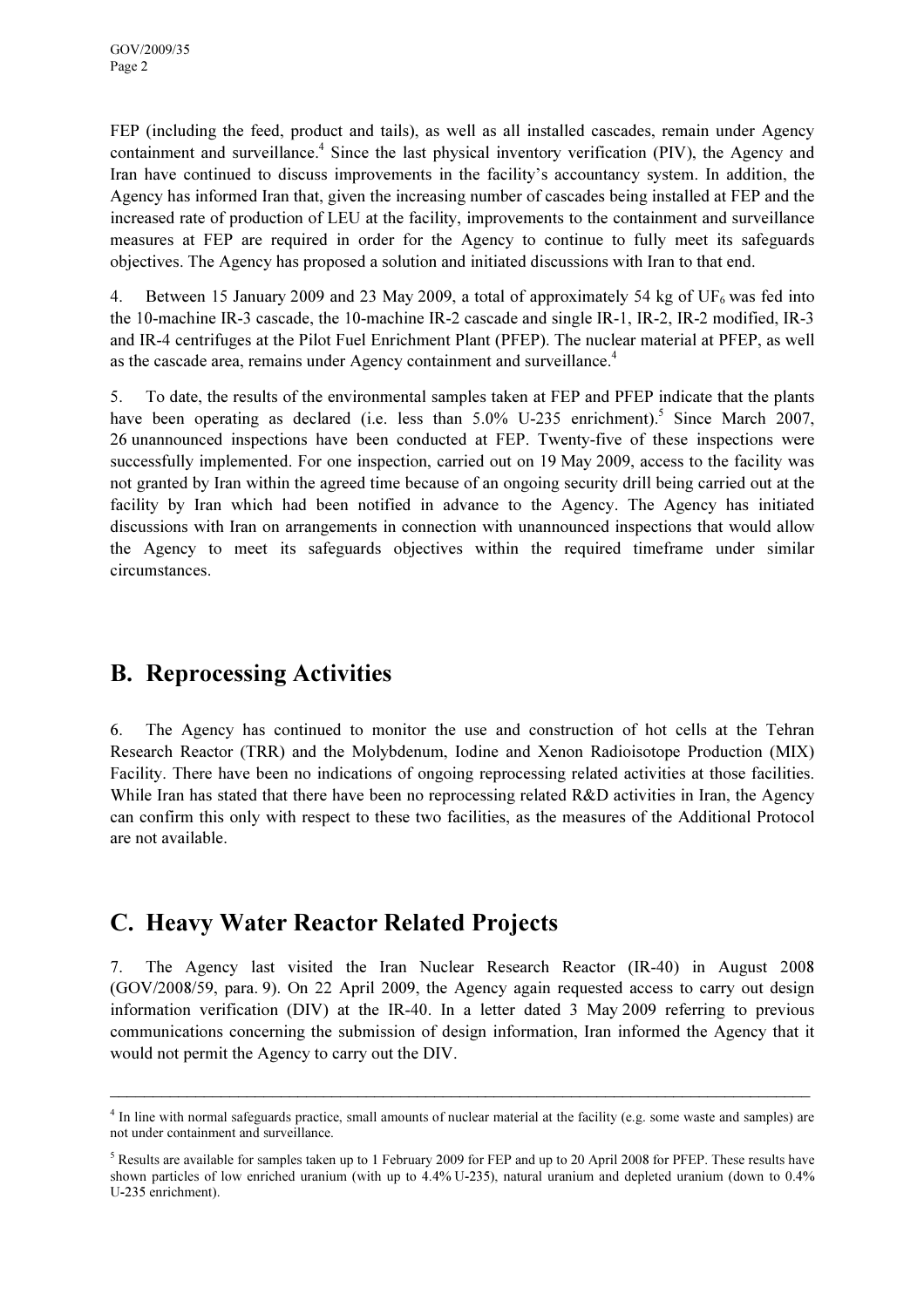FEP (including the feed, product and tails), as well as all installed cascades, remain under Agency containment and surveillance.[4] Since the last physical inventory verification (PIV), the Agency and Iran have continued to discuss improvements in the facility's accountancy system. In addition, the Agency has informed Iran that, given the increasing number of cascades being installed at FEP and the increased rate of production of LEU at the facility, improvements to the containment and surveillance measures at FEP are required in order for the Agency to continue to fully meet its safeguards objectives. The Agency has proposed a solution and initiated discussions with Iran to that end.

4. Between 15 January 2009 and 23 May 2009, a total of approximately 54 kg of $UF_6$ was fed into the 10-machine IR-3 cascade, the 10-machine IR-2 cascade and single IR-1, IR-2, IR-2 modified, IR-3 and IR-4 centrifuges at the Pilot Fuel Enrichment Plant (PFEP). The nuclear material at PFEP, as well as the cascade area, remains under Agency containment and surveillance.[4]

5. To date, the results of the environmental samples taken at FEP and PFEP indicate that the plants have been operating as declared (i.e. less than 5.0% U-235 enrichment).[5] Since March 2007, 26 unannounced inspections have been conducted at FEP. Twenty-five of these inspections were successfully implemented. For one inspection, carried out on 19 May 2009, access to the facility was not granted by Iran within the agreed time because of an ongoing security drill being carried out at the facility by Iran which had been notified in advance to the Agency. The Agency has initiated discussions with Iran on arrangements in connection with unannounced inspections that would allow the Agency to meet its safeguards objectives within the required timeframe under similar circumstances.

## B. Reprocessing Activities

6. The Agency has continued to monitor the use and construction of hot cells at the Tehran Research Reactor (TRR) and the Molybdenum, Iodine and Xenon Radioisotope Production (MIX) Facility. There have been no indications of ongoing reprocessing related activities at those facilities. While Iran has stated that there have been no reprocessing related R&D activities in Iran, the Agency can confirm this only with respect to these two facilities, as the measures of the Additional Protocol are not available.

## C. Heavy Water Reactor Related Projects

7. The Agency last visited the Iran Nuclear Research Reactor (IR-40) in August 2008 (GOV/2008/59, para. 9). On 22 April 2009, the Agency again requested access to carry out design information verification (DIV) at the IR-40. In a letter dated 3 May 2009 referring to previous communications concerning the submission of design information, Iran informed the Agency that it would not permit the Agency to carry out the DIV.

---

[4] In line with normal safeguards practice, small amounts of nuclear material at the facility (e.g. some waste and samples) are not under containment and surveillance.

[5] Results are available for samples taken up to 1 February 2009 for FEP and up to 20 April 2008 for PFEP. These results have shown particles of low enriched uranium (with up to 4.4% U-235), natural uranium and depleted uranium (down to 0.4% U-235 enrichment).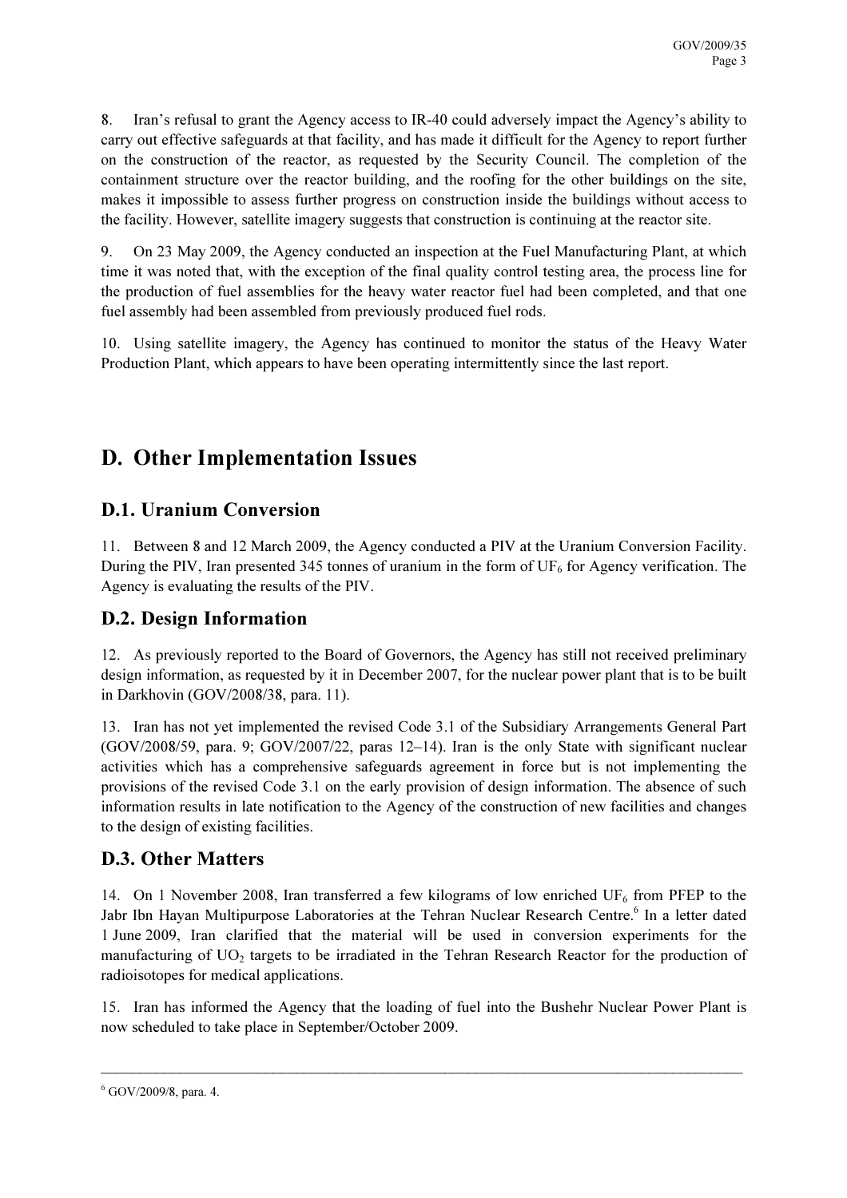8. Iran's refusal to grant the Agency access to IR-40 could adversely impact the Agency's ability to carry out effective safeguards at that facility, and has made it difficult for the Agency to report further on the construction of the reactor, as requested by the Security Council. The completion of the containment structure over the reactor building, and the roofing for the other buildings on the site, makes it impossible to assess further progress on construction inside the buildings without access to the facility. However, satellite imagery suggests that construction is continuing at the reactor site.

9. On 23 May 2009, the Agency conducted an inspection at the Fuel Manufacturing Plant, at which time it was noted that, with the exception of the final quality control testing area, the process line for the production of fuel assemblies for the heavy water reactor fuel had been completed, and that one fuel assembly had been assembled from previously produced fuel rods.

10. Using satellite imagery, the Agency has continued to monitor the status of the Heavy Water Production Plant, which appears to have been operating intermittently since the last report.

# D. Other Implementation Issues

## D.1. Uranium Conversion

11. Between 8 and 12 March 2009, the Agency conducted a PIV at the Uranium Conversion Facility. During the PIV, Iran presented 345 tonnes of uranium in the form of $UF_6$ for Agency verification. The Agency is evaluating the results of the PIV.

## D.2. Design Information

12. As previously reported to the Board of Governors, the Agency has still not received preliminary design information, as requested by it in December 2007, for the nuclear power plant that is to be built in Darkhovin (GOV/2008/38, para. 11).

13. Iran has not yet implemented the revised Code 3.1 of the Subsidiary Arrangements General Part (GOV/2008/59, para. 9; GOV/2007/22, paras 12–14). Iran is the only State with significant nuclear activities which has a comprehensive safeguards agreement in force but is not implementing the provisions of the revised Code 3.1 on the early provision of design information. The absence of such information results in late notification to the Agency of the construction of new facilities and changes to the design of existing facilities.

## D.3. Other Matters

14. On 1 November 2008, Iran transferred a few kilograms of low enriched $UF_6$ from PFEP to the Jabr Ibn Hayan Multipurpose Laboratories at the Tehran Nuclear Research Centre.[6] In a letter dated 1 June 2009, Iran clarified that the material will be used in conversion experiments for the manufacturing of $UO_2$ targets to be irradiated in the Tehran Research Reactor for the production of radioisotopes for medical applications.

15. Iran has informed the Agency that the loading of fuel into the Bushehr Nuclear Power Plant is now scheduled to take place in September/October 2009.

---

[6] GOV/2009/8, para. 4.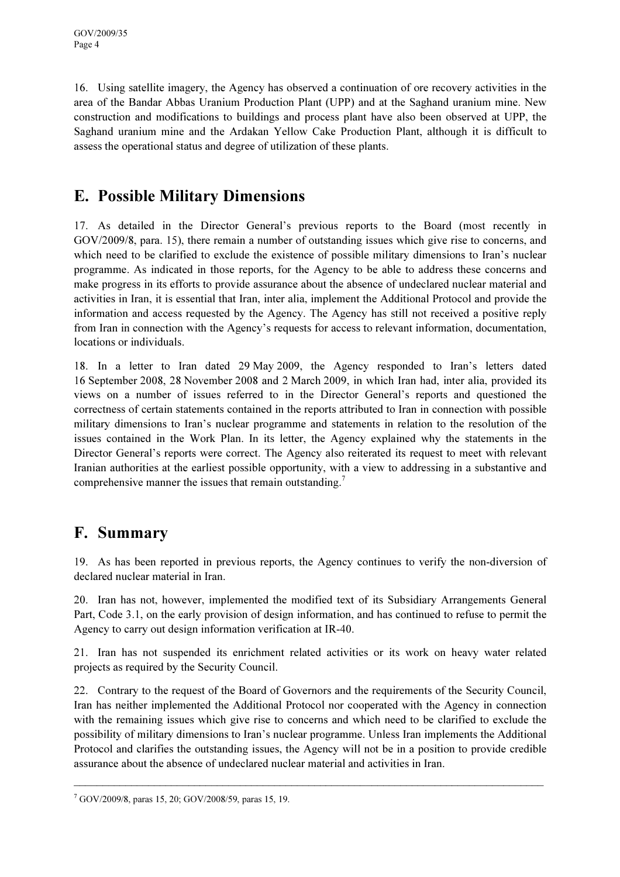16. Using satellite imagery, the Agency has observed a continuation of ore recovery activities in the area of the Bandar Abbas Uranium Production Plant (UPP) and at the Saghand uranium mine. New construction and modifications to buildings and process plant have also been observed at UPP, the Saghand uranium mine and the Ardakan Yellow Cake Production Plant, although it is difficult to assess the operational status and degree of utilization of these plants.

## E. Possible Military Dimensions

17. As detailed in the Director General's previous reports to the Board (most recently in GOV/2009/8, para. 15), there remain a number of outstanding issues which give rise to concerns, and which need to be clarified to exclude the existence of possible military dimensions to Iran's nuclear programme. As indicated in those reports, for the Agency to be able to address these concerns and make progress in its efforts to provide assurance about the absence of undeclared nuclear material and activities in Iran, it is essential that Iran, inter alia, implement the Additional Protocol and provide the information and access requested by the Agency. The Agency has still not received a positive reply from Iran in connection with the Agency's requests for access to relevant information, documentation, locations or individuals.

18. In a letter to Iran dated 29 May 2009, the Agency responded to Iran's letters dated 16 September 2008, 28 November 2008 and 2 March 2009, in which Iran had, inter alia, provided its views on a number of issues referred to in the Director General's reports and questioned the correctness of certain statements contained in the reports attributed to Iran in connection with possible military dimensions to Iran's nuclear programme and statements in relation to the resolution of the issues contained in the Work Plan. In its letter, the Agency explained why the statements in the Director General's reports were correct. The Agency also reiterated its request to meet with relevant Iranian authorities at the earliest possible opportunity, with a view to addressing in a substantive and comprehensive manner the issues that remain outstanding.[7]

## F. Summary

19. As has been reported in previous reports, the Agency continues to verify the non-diversion of declared nuclear material in Iran.

20. Iran has not, however, implemented the modified text of its Subsidiary Arrangements General Part, Code 3.1, on the early provision of design information, and has continued to refuse to permit the Agency to carry out design information verification at IR-40.

21. Iran has not suspended its enrichment related activities or its work on heavy water related projects as required by the Security Council.

22. Contrary to the request of the Board of Governors and the requirements of the Security Council, Iran has neither implemented the Additional Protocol nor cooperated with the Agency in connection with the remaining issues which give rise to concerns and which need to be clarified to exclude the possibility of military dimensions to Iran's nuclear programme. Unless Iran implements the Additional Protocol and clarifies the outstanding issues, the Agency will not be in a position to provide credible assurance about the absence of undeclared nuclear material and activities in Iran.

---

[7] GOV/2009/8, paras 15, 20; GOV/2008/59, paras 15, 19.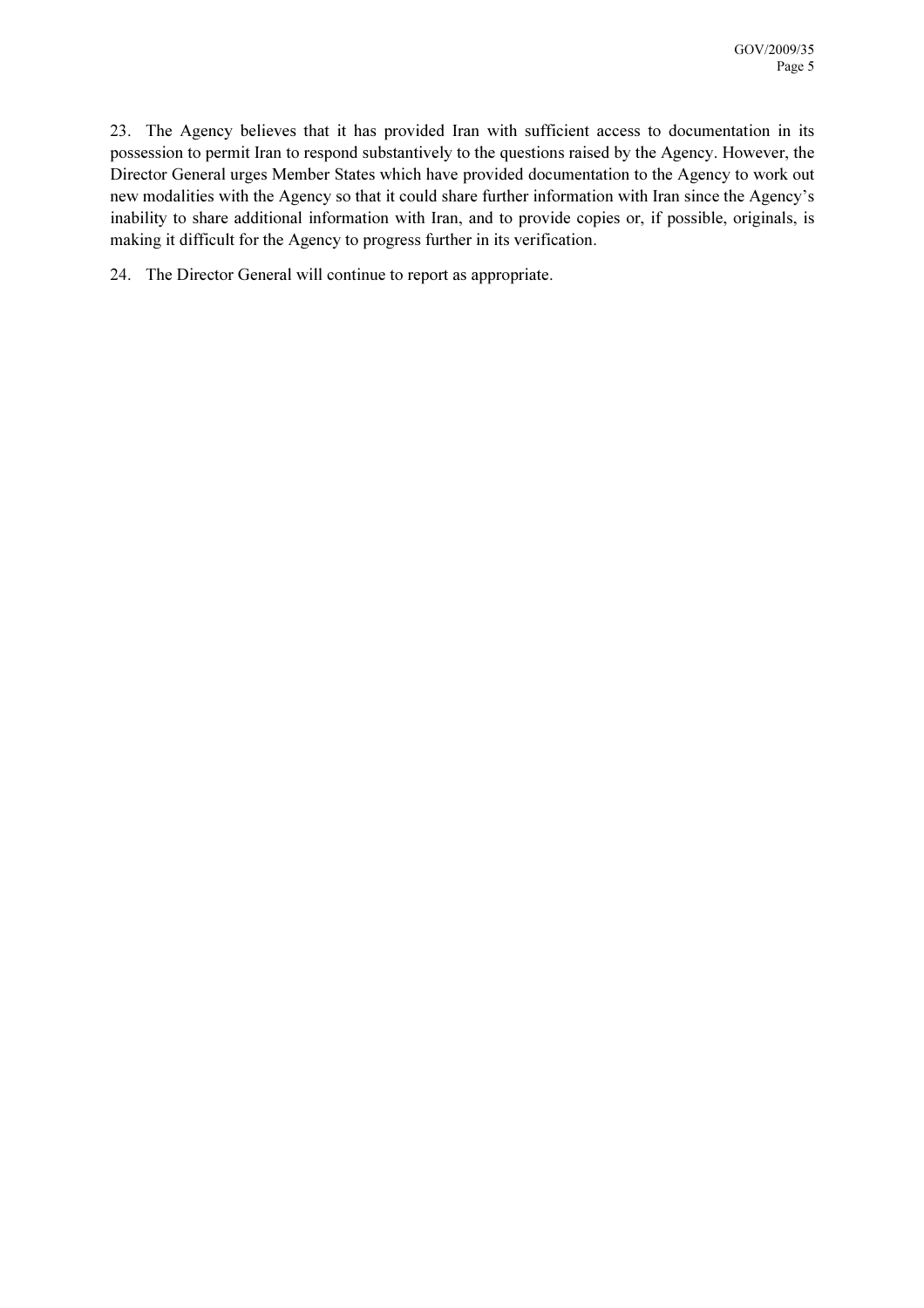23. The Agency believes that it has provided Iran with sufficient access to documentation in its possession to permit Iran to respond substantively to the questions raised by the Agency. However, the Director General urges Member States which have provided documentation to the Agency to work out new modalities with the Agency so that it could share further information with Iran since the Agency's inability to share additional information with Iran, and to provide copies or, if possible, originals, is making it difficult for the Agency to progress further in its verification.

24. The Director General will continue to report as appropriate.